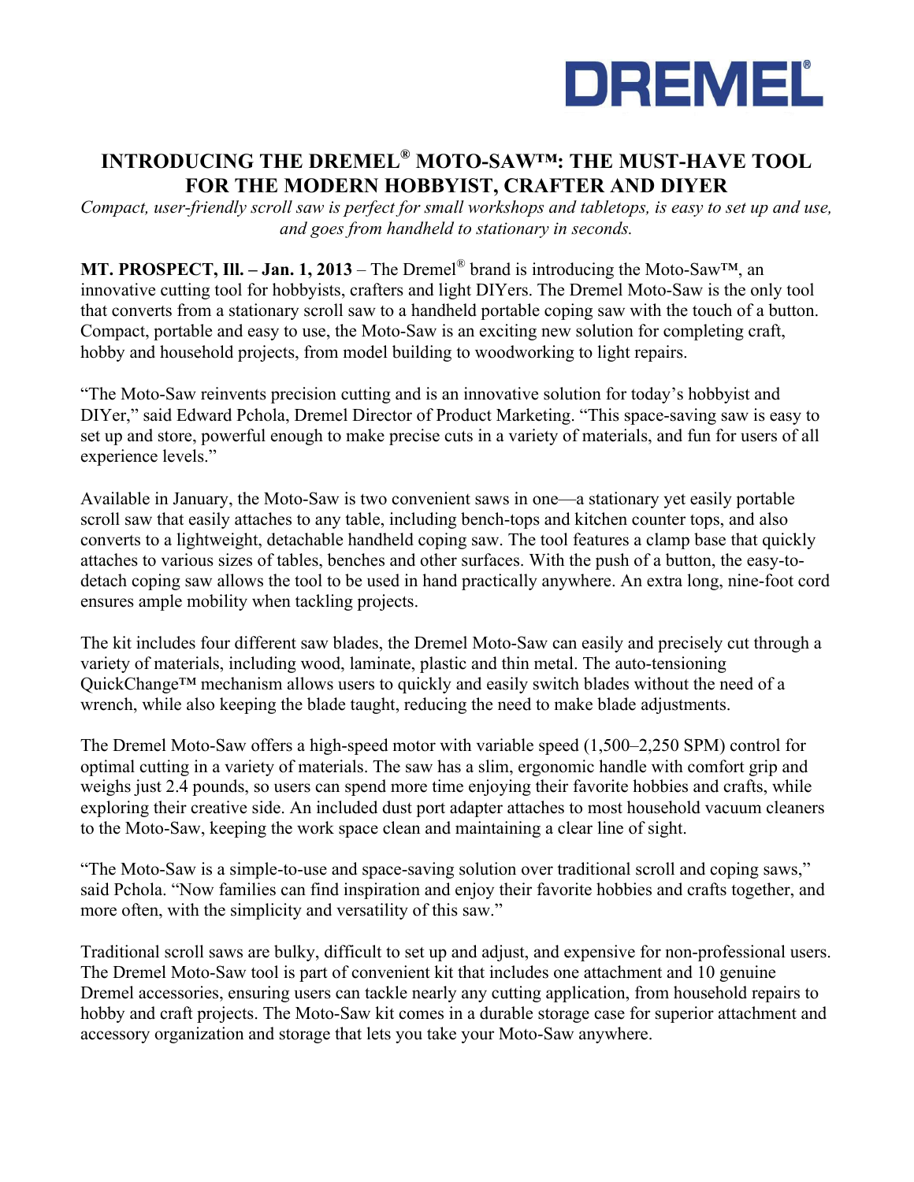DREMEL®

# INTRODUCING THE DREMEL® MOTO-SAW™: THE MUST-HAVE TOOL FOR THE MODERN HOBBYIST, CRAFTER AND DIYER

*Compact, user-friendly scroll saw is perfect for small workshops and tabletops, is easy to set up and use, and goes from handheld to stationary in seconds.*

**MT. PROSPECT, Ill. – Jan. 1, 2013** – The Dremel® brand is introducing the Moto-Saw™, an innovative cutting tool for hobbyists, crafters and light DIYers. The Dremel Moto-Saw is the only tool that converts from a stationary scroll saw to a handheld portable coping saw with the touch of a button. Compact, portable and easy to use, the Moto-Saw is an exciting new solution for completing craft, hobby and household projects, from model building to woodworking to light repairs.

"The Moto-Saw reinvents precision cutting and is an innovative solution for today's hobbyist and DIYer," said Edward Pchola, Dremel Director of Product Marketing. "This space-saving saw is easy to set up and store, powerful enough to make precise cuts in a variety of materials, and fun for users of all experience levels."

Available in January, the Moto-Saw is two convenient saws in one—a stationary yet easily portable scroll saw that easily attaches to any table, including bench-tops and kitchen counter tops, and also converts to a lightweight, detachable handheld coping saw. The tool features a clamp base that quickly attaches to various sizes of tables, benches and other surfaces. With the push of a button, the easy-to-detach coping saw allows the tool to be used in hand practically anywhere. An extra long, nine-foot cord ensures ample mobility when tackling projects.

The kit includes four different saw blades, the Dremel Moto-Saw can easily and precisely cut through a variety of materials, including wood, laminate, plastic and thin metal. The auto-tensioning QuickChange™ mechanism allows users to quickly and easily switch blades without the need of a wrench, while also keeping the blade taught, reducing the need to make blade adjustments.

The Dremel Moto-Saw offers a high-speed motor with variable speed (1,500–2,250 SPM) control for optimal cutting in a variety of materials. The saw has a slim, ergonomic handle with comfort grip and weighs just 2.4 pounds, so users can spend more time enjoying their favorite hobbies and crafts, while exploring their creative side. An included dust port adapter attaches to most household vacuum cleaners to the Moto-Saw, keeping the work space clean and maintaining a clear line of sight.

"The Moto-Saw is a simple-to-use and space-saving solution over traditional scroll and coping saws," said Pchola. "Now families can find inspiration and enjoy their favorite hobbies and crafts together, and more often, with the simplicity and versatility of this saw."

Traditional scroll saws are bulky, difficult to set up and adjust, and expensive for non-professional users. The Dremel Moto-Saw tool is part of convenient kit that includes one attachment and 10 genuine Dremel accessories, ensuring users can tackle nearly any cutting application, from household repairs to hobby and craft projects. The Moto-Saw kit comes in a durable storage case for superior attachment and accessory organization and storage that lets you take your Moto-Saw anywhere.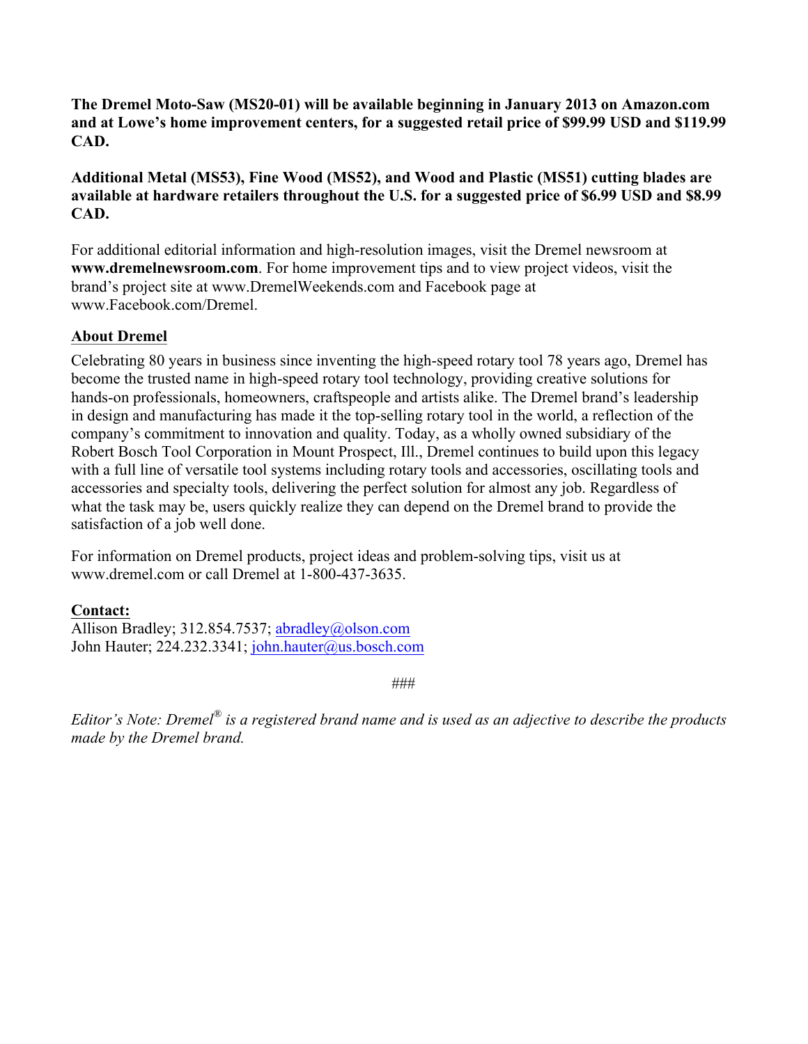**The Dremel Moto-Saw (MS20-01) will be available beginning in January 2013 on Amazon.com and at Lowe's home improvement centers, for a suggested retail price of $99.99 USD and $119.99 CAD.**

**Additional Metal (MS53), Fine Wood (MS52), and Wood and Plastic (MS51) cutting blades are available at hardware retailers throughout the U.S. for a suggested price of $6.99 USD and $8.99 CAD.**

For additional editorial information and high-resolution images, visit the Dremel newsroom at **www.dremelnewsroom.com**. For home improvement tips and to view project videos, visit the brand's project site at www.DremelWeekends.com and Facebook page at www.Facebook.com/Dremel.

## About Dremel

Celebrating 80 years in business since inventing the high-speed rotary tool 78 years ago, Dremel has become the trusted name in high-speed rotary tool technology, providing creative solutions for hands-on professionals, homeowners, craftspeople and artists alike. The Dremel brand's leadership in design and manufacturing has made it the top-selling rotary tool in the world, a reflection of the company's commitment to innovation and quality. Today, as a wholly owned subsidiary of the Robert Bosch Tool Corporation in Mount Prospect, Ill., Dremel continues to build upon this legacy with a full line of versatile tool systems including rotary tools and accessories, oscillating tools and accessories and specialty tools, delivering the perfect solution for almost any job. Regardless of what the task may be, users quickly realize they can depend on the Dremel brand to provide the satisfaction of a job well done.

For information on Dremel products, project ideas and problem-solving tips, visit us at www.dremel.com or call Dremel at 1-800-437-3635.

## Contact:

Allison Bradley; 312.854.7537; abradley@olson.com
John Hauter; 224.232.3341; john.hauter@us.bosch.com

###

*Editor's Note: Dremel® is a registered brand name and is used as an adjective to describe the products made by the Dremel brand.*